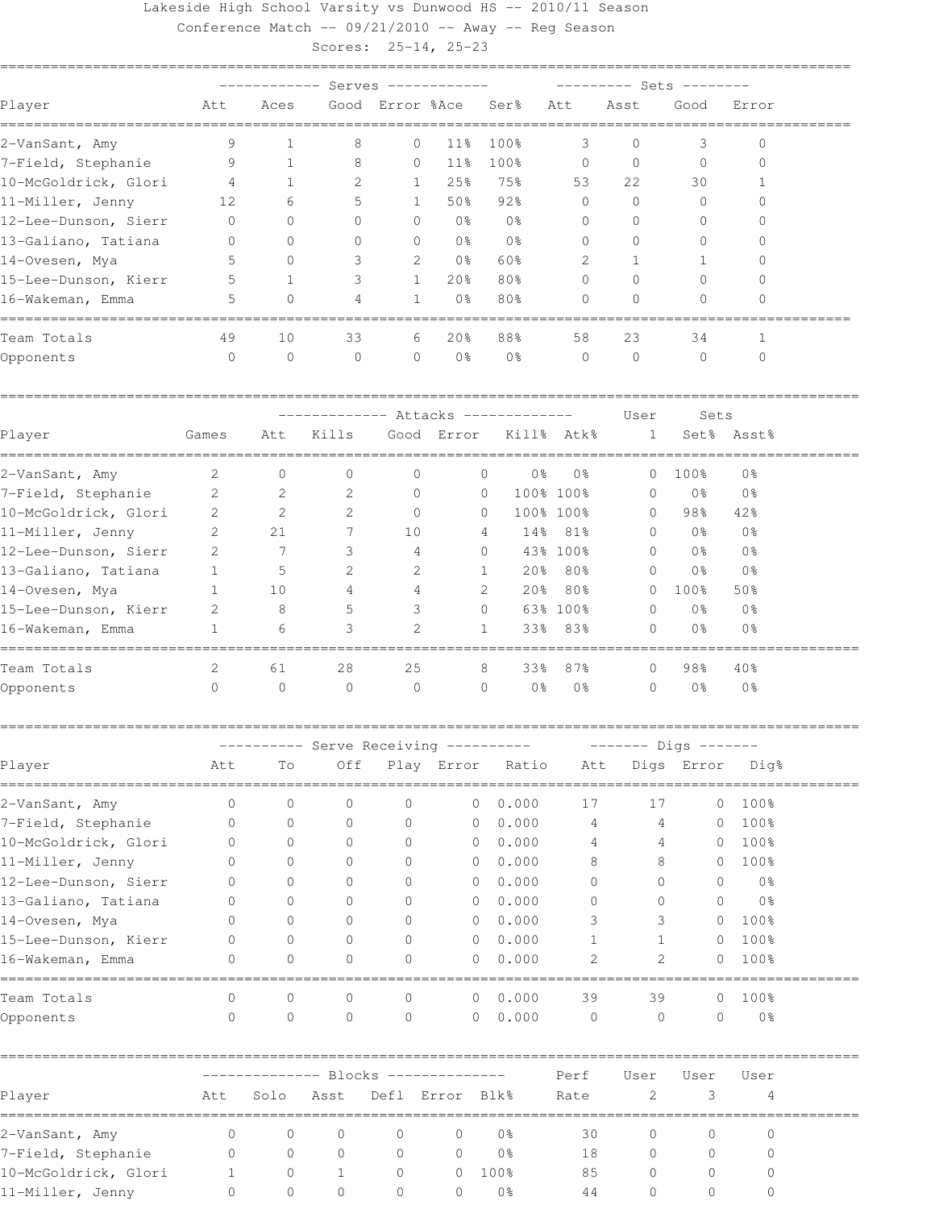Lakeside High School Varsity vs Dunwood HS -- 2010/11 Season

Conference Match -- 09/21/2010 -- Away -- Reg Season

Scores: 25-14, 25-23

| | Serves | | | | | | Sets | | | |
|---|---|---|---|---|---|---|---|---|---|---|
| Player | Att | Aces | Good | Error | %Ace | Ser% | Att | Asst | Good | Error |
| 2-VanSant, Amy | 9 | 1 | 8 | 0 | 11% | 100% | 3 | 0 | 3 | 0 |
| 7-Field, Stephanie | 9 | 1 | 8 | 0 | 11% | 100% | 0 | 0 | 0 | 0 |
| 10-McGoldrick, Glori | 4 | 1 | 2 | 1 | 25% | 75% | 53 | 22 | 30 | 1 |
| 11-Miller, Jenny | 12 | 6 | 5 | 1 | 50% | 92% | 0 | 0 | 0 | 0 |
| 12-Lee-Dunson, Sierr | 0 | 0 | 0 | 0 | 0% | 0% | 0 | 0 | 0 | 0 |
| 13-Galiano, Tatiana | 0 | 0 | 0 | 0 | 0% | 0% | 0 | 0 | 0 | 0 |
| 14-Ovesen, Mya | 5 | 0 | 3 | 2 | 0% | 60% | 2 | 1 | 1 | 0 |
| 15-Lee-Dunson, Kierr | 5 | 1 | 3 | 1 | 20% | 80% | 0 | 0 | 0 | 0 |
| 16-Wakeman, Emma | 5 | 0 | 4 | 1 | 0% | 80% | 0 | 0 | 0 | 0 |
| Team Totals | 49 | 10 | 33 | 6 | 20% | 88% | 58 | 23 | 34 | 1 |
| Opponents | 0 | 0 | 0 | 0 | 0% | 0% | 0 | 0 | 0 | 0 |

| | | Attacks | | | | | | User | Sets | |
|---|---|---|---|---|---|---|---|---|---|---|
| Player | Games | Att | Kills | Good | Error | Kill% | Atk% | 1 | Set% | Asst% |
| 2-VanSant, Amy | 2 | 0 | 0 | 0 | 0 | 0% | 0% | 0 | 100% | 0% |
| 7-Field, Stephanie | 2 | 2 | 2 | 0 | 0 | 100% | 100% | 0 | 0% | 0% |
| 10-McGoldrick, Glori | 2 | 2 | 2 | 0 | 0 | 100% | 100% | 0 | 98% | 42% |
| 11-Miller, Jenny | 2 | 21 | 7 | 10 | 4 | 14% | 81% | 0 | 0% | 0% |
| 12-Lee-Dunson, Sierr | 2 | 7 | 3 | 4 | 0 | 43% | 100% | 0 | 0% | 0% |
| 13-Galiano, Tatiana | 1 | 5 | 2 | 2 | 1 | 20% | 80% | 0 | 0% | 0% |
| 14-Ovesen, Mya | 1 | 10 | 4 | 4 | 2 | 20% | 80% | 0 | 100% | 50% |
| 15-Lee-Dunson, Kierr | 2 | 8 | 5 | 3 | 0 | 63% | 100% | 0 | 0% | 0% |
| 16-Wakeman, Emma | 1 | 6 | 3 | 2 | 1 | 33% | 83% | 0 | 0% | 0% |
| Team Totals | 2 | 61 | 28 | 25 | 8 | 33% | 87% | 0 | 98% | 40% |
| Opponents | 0 | 0 | 0 | 0 | 0 | 0% | 0% | 0 | 0% | 0% |

| | Serve Receiving | | | | | | Digs | | | |
|---|---|---|---|---|---|---|---|---|---|---|
| Player | Att | To | Off | Play | Error | Ratio | Att | Digs | Error | Dig% |
| 2-VanSant, Amy | 0 | 0 | 0 | 0 | 0 | 0.000 | 17 | 17 | 0 | 100% |
| 7-Field, Stephanie | 0 | 0 | 0 | 0 | 0 | 0.000 | 4 | 4 | 0 | 100% |
| 10-McGoldrick, Glori | 0 | 0 | 0 | 0 | 0 | 0.000 | 4 | 4 | 0 | 100% |
| 11-Miller, Jenny | 0 | 0 | 0 | 0 | 0 | 0.000 | 8 | 8 | 0 | 100% |
| 12-Lee-Dunson, Sierr | 0 | 0 | 0 | 0 | 0 | 0.000 | 0 | 0 | 0 | 0% |
| 13-Galiano, Tatiana | 0 | 0 | 0 | 0 | 0 | 0.000 | 0 | 0 | 0 | 0% |
| 14-Ovesen, Mya | 0 | 0 | 0 | 0 | 0 | 0.000 | 3 | 3 | 0 | 100% |
| 15-Lee-Dunson, Kierr | 0 | 0 | 0 | 0 | 0 | 0.000 | 1 | 1 | 0 | 100% |
| 16-Wakeman, Emma | 0 | 0 | 0 | 0 | 0 | 0.000 | 2 | 2 | 0 | 100% |
| Team Totals | 0 | 0 | 0 | 0 | 0 | 0.000 | 39 | 39 | 0 | 100% |
| Opponents | 0 | 0 | 0 | 0 | 0 | 0.000 | 0 | 0 | 0 | 0% |

| | Blocks | | | | | | Perf | User | User | User |
|---|---|---|---|---|---|---|---|---|---|---|
| Player | Att | Solo | Asst | Defl | Error | Blk% | Rate | 2 | 3 | 4 |
| 2-VanSant, Amy | 0 | 0 | 0 | 0 | 0 | 0% | 30 | 0 | 0 | 0 |
| 7-Field, Stephanie | 0 | 0 | 0 | 0 | 0 | 0% | 18 | 0 | 0 | 0 |
| 10-McGoldrick, Glori | 1 | 0 | 1 | 0 | 0 | 100% | 85 | 0 | 0 | 0 |
| 11-Miller, Jenny | 0 | 0 | 0 | 0 | 0 | 0% | 44 | 0 | 0 | 0 |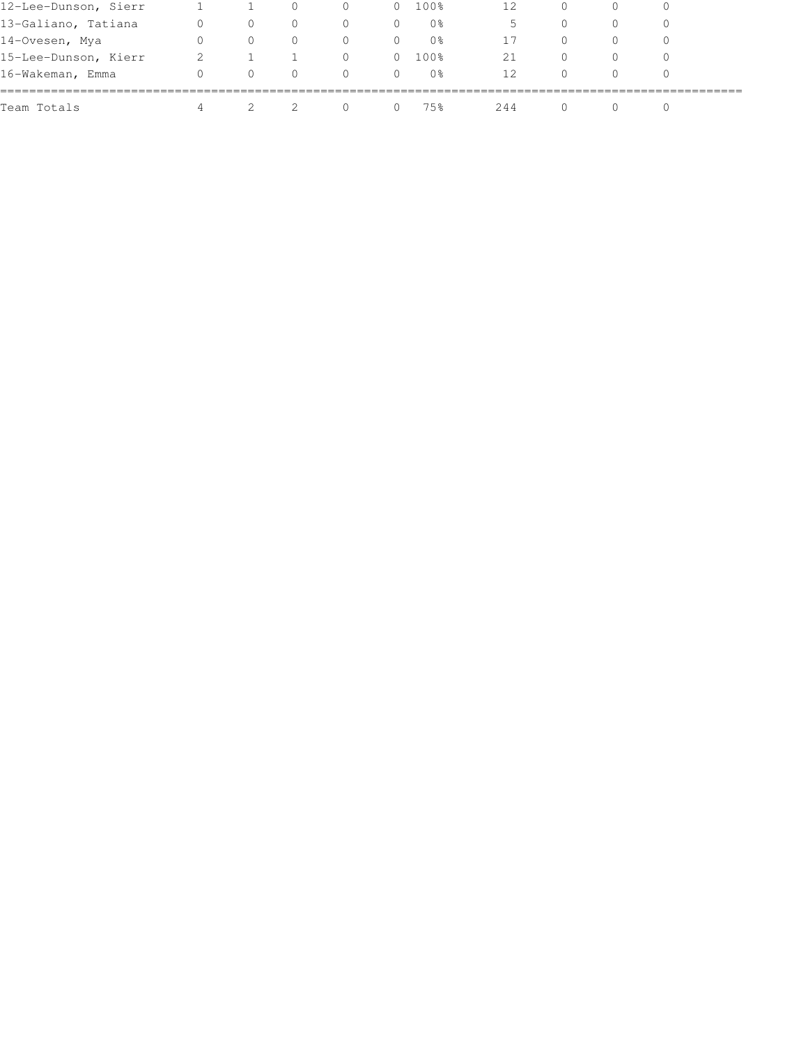| | | | | | | | | | | |
|---|---|---|---|---|---|---|---|---|---|---|
| 12-Lee-Dunson, Sierr | 1 | 1 | 0 | 0 | 0 | 100% | 12 | 0 | 0 | 0 |
| 13-Galiano, Tatiana | 0 | 0 | 0 | 0 | 0 | 0% | 5 | 0 | 0 | 0 |
| 14-Ovesen, Mya | 0 | 0 | 0 | 0 | 0 | 0% | 17 | 0 | 0 | 0 |
| 15-Lee-Dunson, Kierr | 2 | 1 | 1 | 0 | 0 | 100% | 21 | 0 | 0 | 0 |
| 16-Wakeman, Emma | 0 | 0 | 0 | 0 | 0 | 0% | 12 | 0 | 0 | 0 |
| Team Totals | 4 | 2 | 2 | 0 | 0 | 75% | 244 | 0 | 0 | 0 |